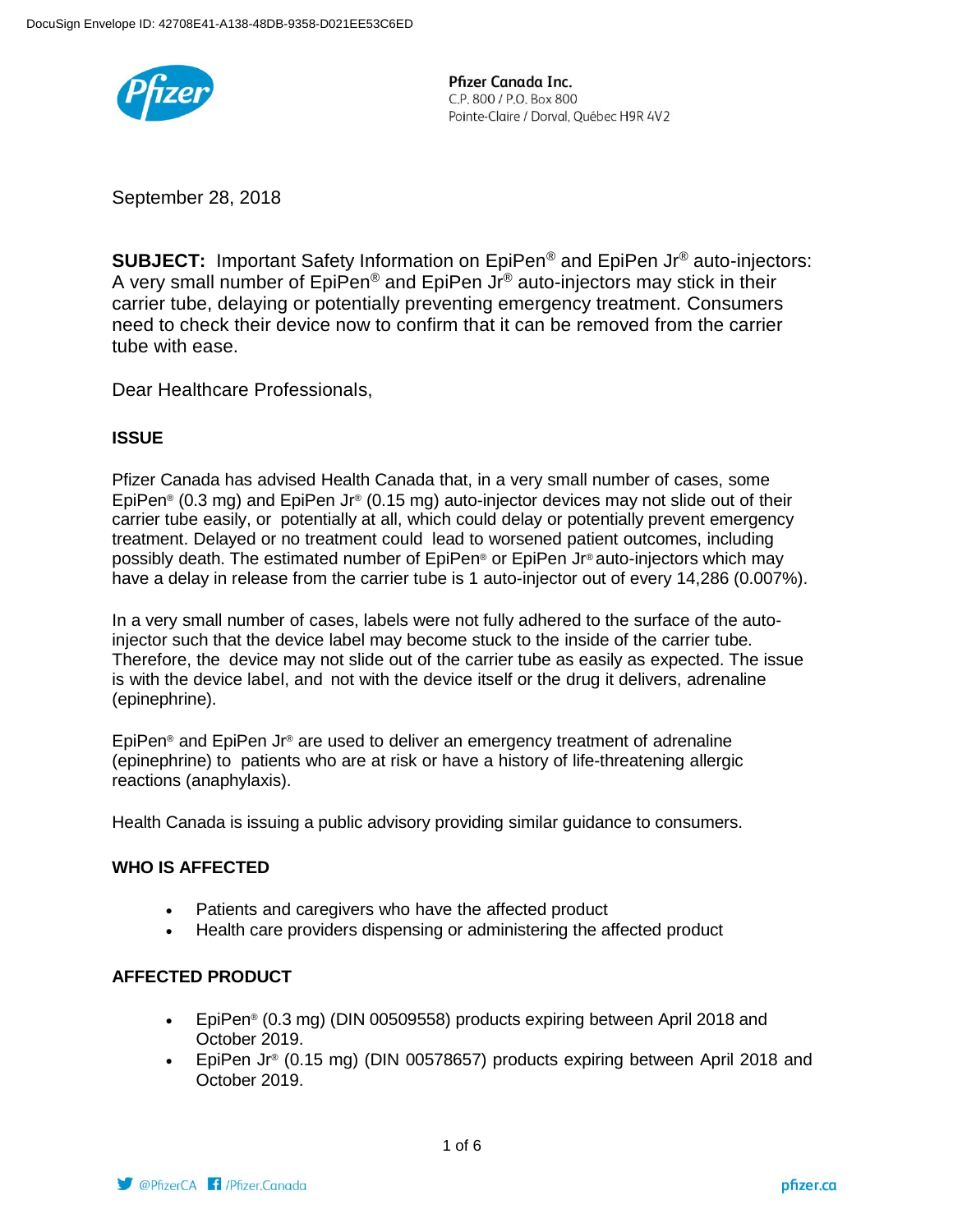Pfizer Canada Inc.
C.P. 800 / P.O. Box 800
Pointe-Claire / Dorval, Québec H9R 4V2

September 28, 2018

**SUBJECT:** Important Safety Information on EpiPen® and EpiPen Jr® auto-injectors: A very small number of EpiPen® and EpiPen Jr® auto-injectors may stick in their carrier tube, delaying or potentially preventing emergency treatment. Consumers need to check their device now to confirm that it can be removed from the carrier tube with ease.

Dear Healthcare Professionals,

**ISSUE**

Pfizer Canada has advised Health Canada that, in a very small number of cases, some EpiPen® (0.3 mg) and EpiPen Jr® (0.15 mg) auto-injector devices may not slide out of their carrier tube easily, or potentially at all, which could delay or potentially prevent emergency treatment. Delayed or no treatment could lead to worsened patient outcomes, including possibly death. The estimated number of EpiPen® or EpiPen Jr® auto-injectors which may have a delay in release from the carrier tube is 1 auto-injector out of every 14,286 (0.007%).

In a very small number of cases, labels were not fully adhered to the surface of the auto-injector such that the device label may become stuck to the inside of the carrier tube. Therefore, the device may not slide out of the carrier tube as easily as expected. The issue is with the device label, and not with the device itself or the drug it delivers, adrenaline (epinephrine).

EpiPen® and EpiPen Jr® are used to deliver an emergency treatment of adrenaline (epinephrine) to patients who are at risk or have a history of life-threatening allergic reactions (anaphylaxis).

Health Canada is issuing a public advisory providing similar guidance to consumers.

**WHO IS AFFECTED**

- Patients and caregivers who have the affected product
- Health care providers dispensing or administering the affected product

**AFFECTED PRODUCT**

- EpiPen® (0.3 mg) (DIN 00509558) products expiring between April 2018 and October 2019.
- EpiPen Jr® (0.15 mg) (DIN 00578657) products expiring between April 2018 and October 2019.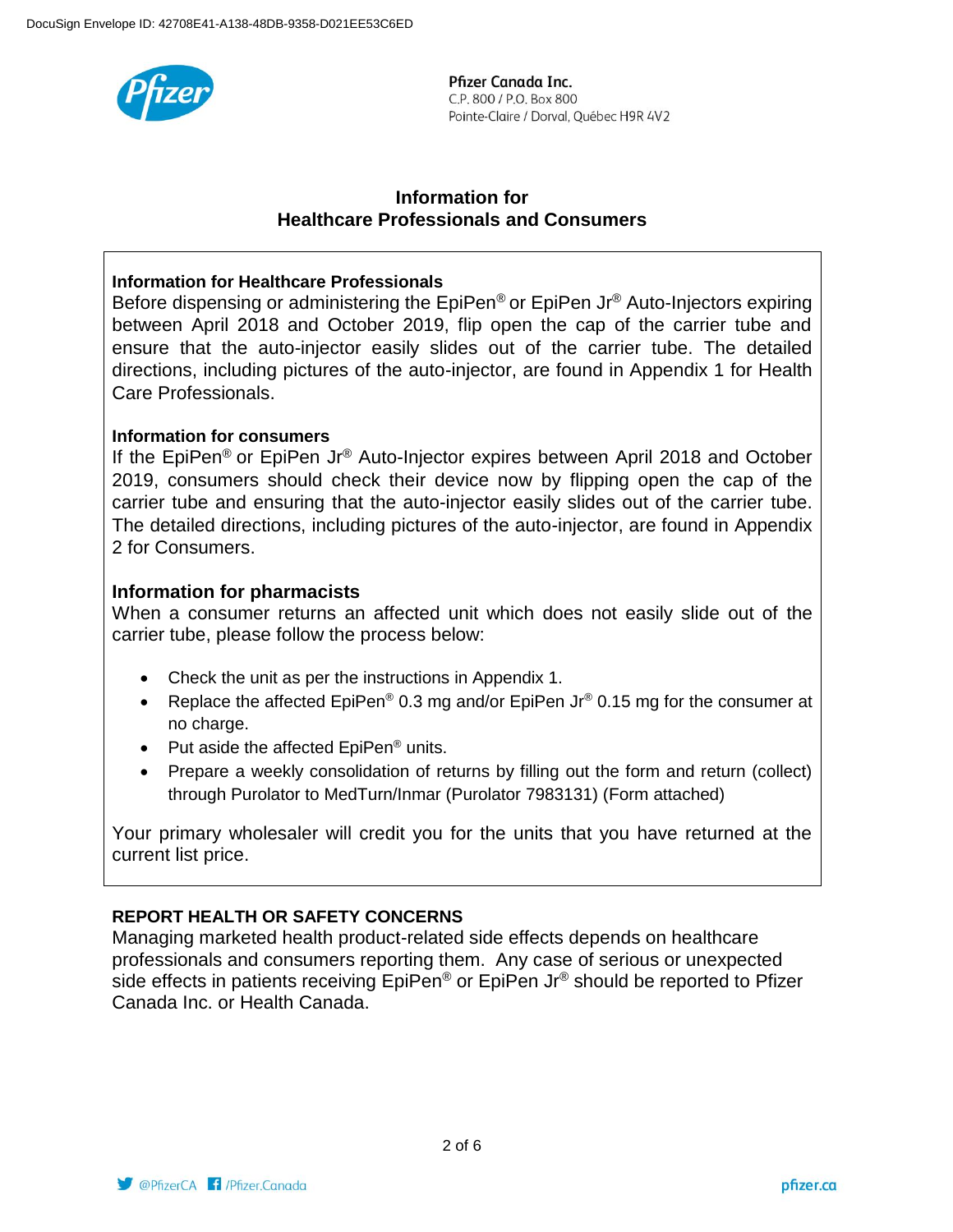Pfizer Canada Inc.
C.P. 800 / P.O. Box 800
Pointe-Claire / Dorval, Québec H9R 4V2

## Information for Healthcare Professionals and Consumers

**Information for Healthcare Professionals**
Before dispensing or administering the EpiPen® or EpiPen Jr® Auto-Injectors expiring between April 2018 and October 2019, flip open the cap of the carrier tube and ensure that the auto-injector easily slides out of the carrier tube. The detailed directions, including pictures of the auto-injector, are found in Appendix 1 for Health Care Professionals.

**Information for consumers**
If the EpiPen® or EpiPen Jr® Auto-Injector expires between April 2018 and October 2019, consumers should check their device now by flipping open the cap of the carrier tube and ensuring that the auto-injector easily slides out of the carrier tube. The detailed directions, including pictures of the auto-injector, are found in Appendix 2 for Consumers.

**Information for pharmacists**
When a consumer returns an affected unit which does not easily slide out of the carrier tube, please follow the process below:

- Check the unit as per the instructions in Appendix 1.
- Replace the affected EpiPen® 0.3 mg and/or EpiPen Jr® 0.15 mg for the consumer at no charge.
- Put aside the affected EpiPen® units.
- Prepare a weekly consolidation of returns by filling out the form and return (collect) through Purolator to MedTurn/Inmar (Purolator 7983131) (Form attached)

Your primary wholesaler will credit you for the units that you have returned at the current list price.

**REPORT HEALTH OR SAFETY CONCERNS**
Managing marketed health product-related side effects depends on healthcare professionals and consumers reporting them. Any case of serious or unexpected side effects in patients receiving EpiPen® or EpiPen Jr® should be reported to Pfizer Canada Inc. or Health Canada.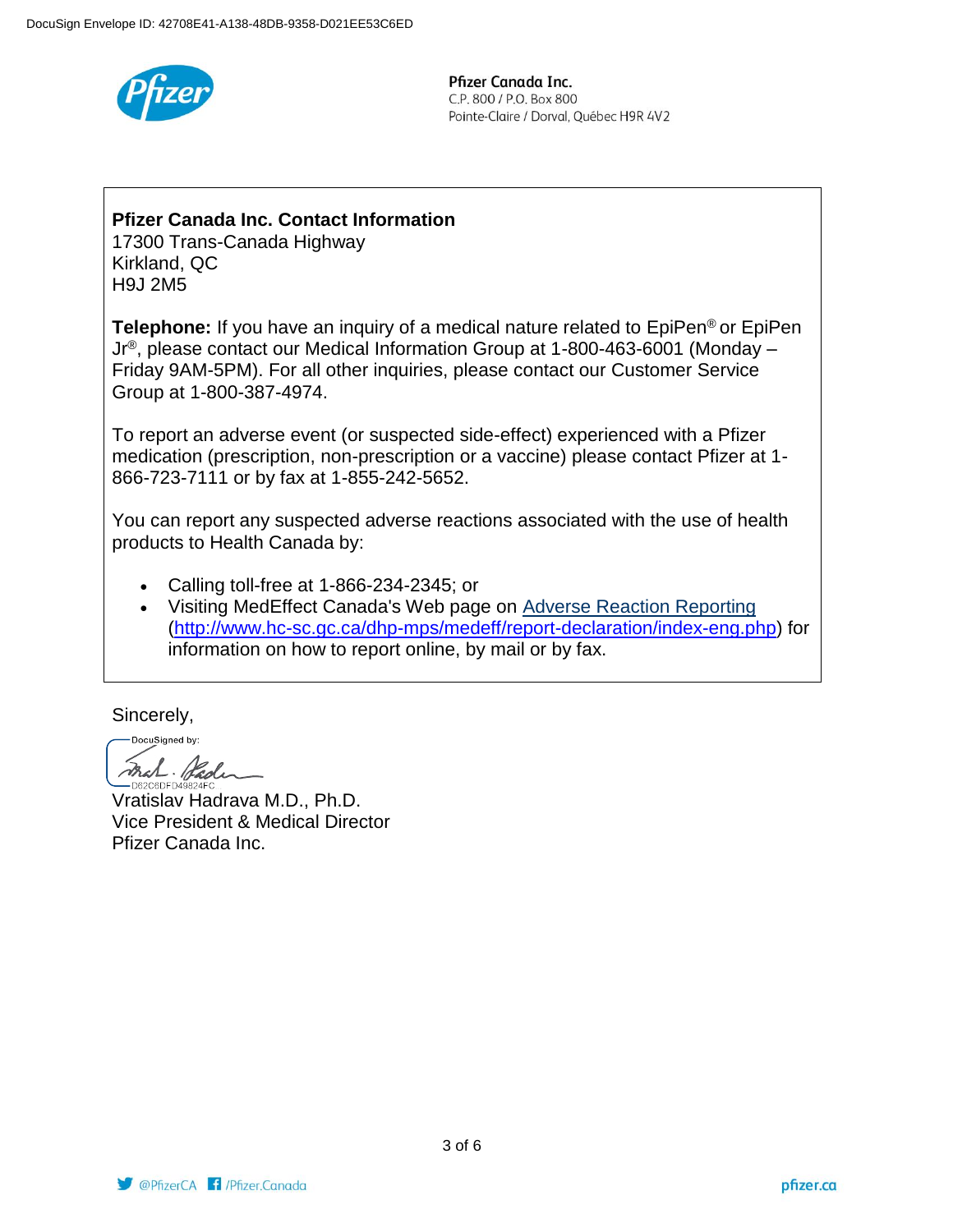DocuSign Envelope ID: 42708E41-A138-48DB-9358-D021EE53C6ED

**Pfizer Canada Inc.**
C.P. 800 / P.O. Box 800
Pointe-Claire / Dorval, Québec H9R 4V2

**Pfizer Canada Inc. Contact Information**
17300 Trans-Canada Highway
Kirkland, QC
H9J 2M5

**Telephone:** If you have an inquiry of a medical nature related to EpiPen® or EpiPen Jr®, please contact our Medical Information Group at 1-800-463-6001 (Monday – Friday 9AM-5PM). For all other inquiries, please contact our Customer Service Group at 1-800-387-4974.

To report an adverse event (or suspected side-effect) experienced with a Pfizer medication (prescription, non-prescription or a vaccine) please contact Pfizer at 1-866-723-7111 or by fax at 1-855-242-5652.

You can report any suspected adverse reactions associated with the use of health products to Health Canada by:

- Calling toll-free at 1-866-234-2345; or
- Visiting MedEffect Canada's Web page on Adverse Reaction Reporting (http://www.hc-sc.gc.ca/dhp-mps/medeff/report-declaration/index-eng.php) for information on how to report online, by mail or by fax.

Sincerely,

DocuSigned by:
D62C6DFD49824FC

Vratislav Hadrava M.D., Ph.D.
Vice President & Medical Director
Pfizer Canada Inc.

@PfizerCA /Pfizer.Canada pfizer.ca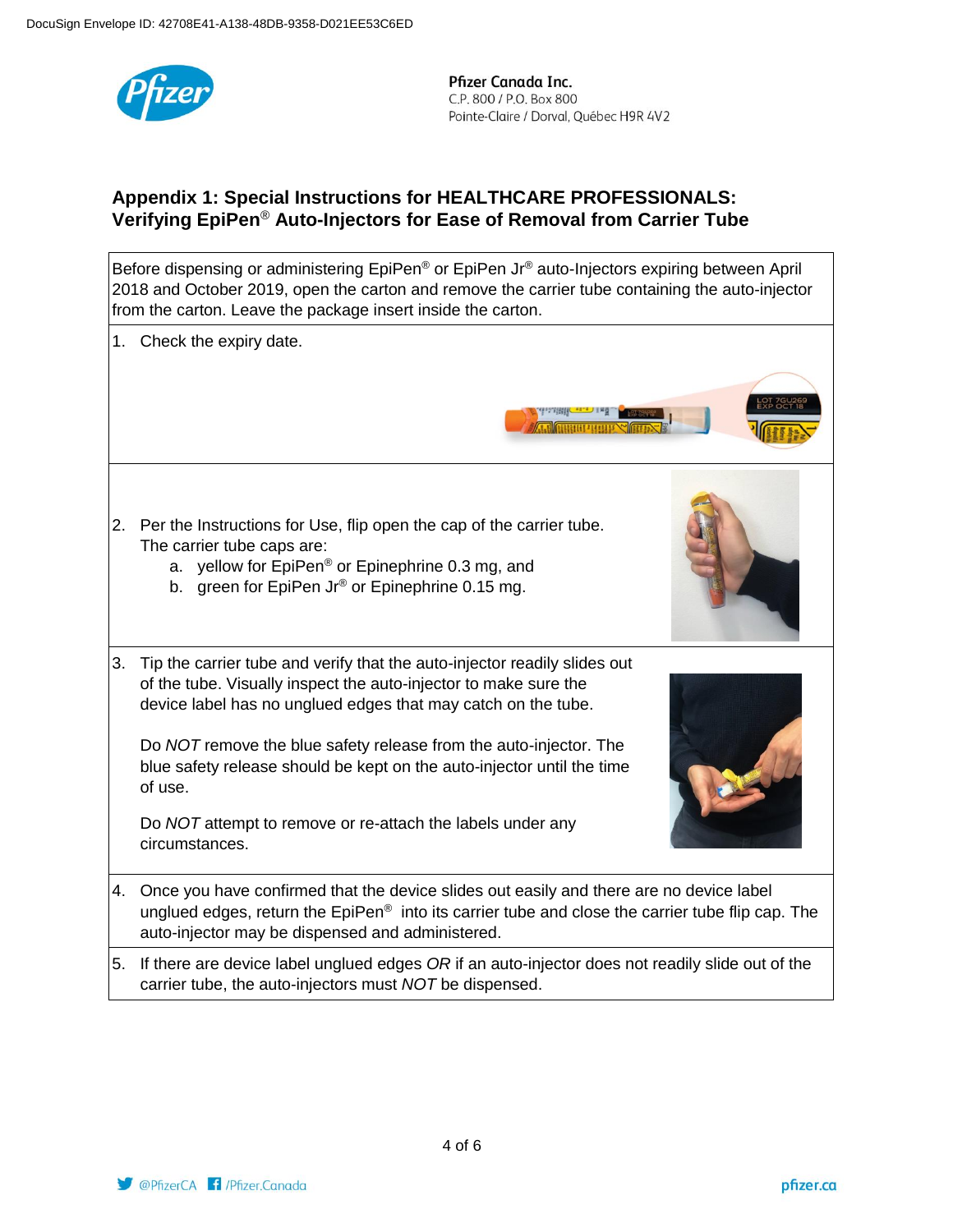Pfizer Canada Inc.
C.P. 800 / P.O. Box 800
Pointe-Claire / Dorval, Québec H9R 4V2

## Appendix 1: Special Instructions for HEALTHCARE PROFESSIONALS: Verifying EpiPen® Auto-Injectors for Ease of Removal from Carrier Tube

Before dispensing or administering EpiPen® or EpiPen Jr® auto-Injectors expiring between April 2018 and October 2019, open the carton and remove the carrier tube containing the auto-injector from the carton. Leave the package insert inside the carton.

1. Check the expiry date.

2. Per the Instructions for Use, flip open the cap of the carrier tube. The carrier tube caps are:
    a. yellow for EpiPen® or Epinephrine 0.3 mg, and
    b. green for EpiPen Jr® or Epinephrine 0.15 mg.

3. Tip the carrier tube and verify that the auto-injector readily slides out of the tube. Visually inspect the auto-injector to make sure the device label has no unglued edges that may catch on the tube.

   Do *NOT* remove the blue safety release from the auto-injector. The blue safety release should be kept on the auto-injector until the time of use.

   Do *NOT* attempt to remove or re-attach the labels under any circumstances.

4. Once you have confirmed that the device slides out easily and there are no device label unglued edges, return the EpiPen® into its carrier tube and close the carrier tube flip cap. The auto-injector may be dispensed and administered.

5. If there are device label unglued edges *OR* if an auto-injector does not readily slide out of the carrier tube, the auto-injectors must *NOT* be dispensed.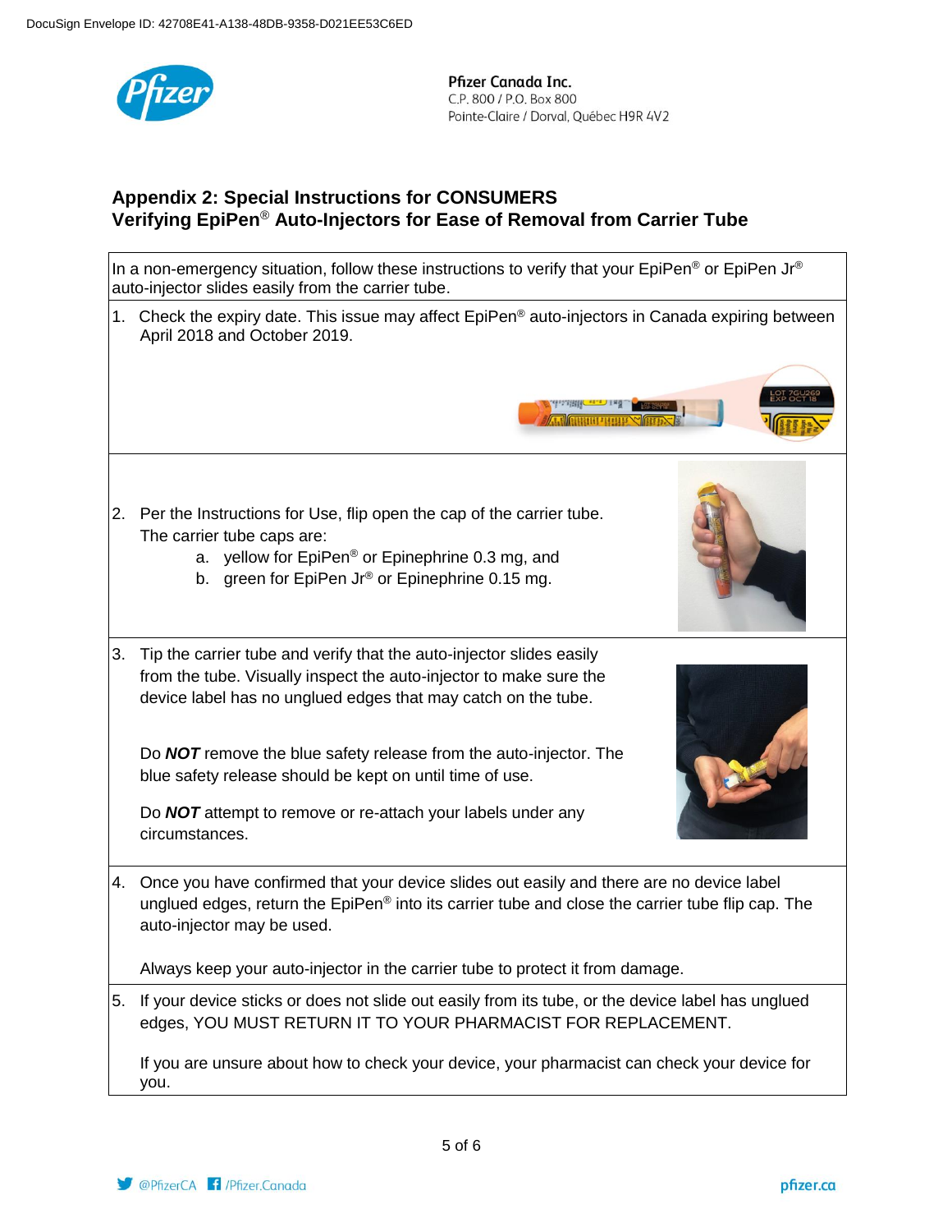DocuSign Envelope ID: 42708E41-A138-48DB-9358-D021EE53C6ED

**Pfizer Canada Inc.**
C.P. 800 / P.O. Box 800
Pointe-Claire / Dorval, Québec H9R 4V2

## Appendix 2: Special Instructions for CONSUMERS
## Verifying EpiPen® Auto-Injectors for Ease of Removal from Carrier Tube

In a non-emergency situation, follow these instructions to verify that your EpiPen® or EpiPen Jr® auto-injector slides easily from the carrier tube.

1. Check the expiry date. This issue may affect EpiPen® auto-injectors in Canada expiring between April 2018 and October 2019.

2. Per the Instructions for Use, flip open the cap of the carrier tube. The carrier tube caps are:
   a. yellow for EpiPen® or Epinephrine 0.3 mg, and
   b. green for EpiPen Jr® or Epinephrine 0.15 mg.

3. Tip the carrier tube and verify that the auto-injector slides easily from the tube. Visually inspect the auto-injector to make sure the device label has no unglued edges that may catch on the tube.

   Do ***NOT*** remove the blue safety release from the auto-injector. The blue safety release should be kept on until time of use.

   Do ***NOT*** attempt to remove or re-attach your labels under any circumstances.

4. Once you have confirmed that your device slides out easily and there are no device label unglued edges, return the EpiPen® into its carrier tube and close the carrier tube flip cap. The auto-injector may be used.

   Always keep your auto-injector in the carrier tube to protect it from damage.

5. If your device sticks or does not slide out easily from its tube, or the device label has unglued edges, YOU MUST RETURN IT TO YOUR PHARMACIST FOR REPLACEMENT.

   If you are unsure about how to check your device, your pharmacist can check your device for you.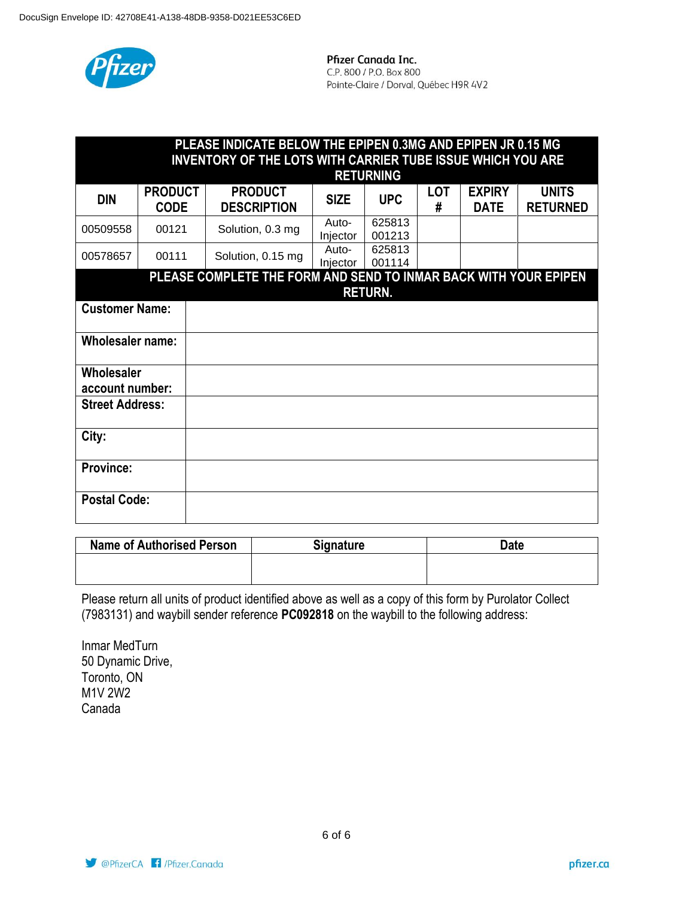DocuSign Envelope ID: 42708E41-A138-48DB-9358-D021EE53C6ED

**Pfizer Canada Inc.**
C.P. 800 / P.O. Box 800
Pointe-Claire / Dorval, Québec H9R 4V2

**PLEASE INDICATE BELOW THE EPIPEN 0.3MG AND EPIPEN JR 0.15 MG INVENTORY OF THE LOTS WITH CARRIER TUBE ISSUE WHICH YOU ARE RETURNING**

| DIN | PRODUCT CODE | PRODUCT DESCRIPTION | SIZE | UPC | LOT # | EXPIRY DATE | UNITS RETURNED |
|---|---|---|---|---|---|---|---|
| 00509558 | 00121 | Solution, 0.3 mg | Auto-Injector | 625813 001213 | | | |
| 00578657 | 00111 | Solution, 0.15 mg | Auto-Injector | 625813 001114 | | | |

**PLEASE COMPLETE THE FORM AND SEND TO INMAR BACK WITH YOUR EPIPEN RETURN.**

| | |
|---|---|
| **Customer Name:** | |
| **Wholesaler name:** | |
| **Wholesaler account number:** | |
| **Street Address:** | |
| **City:** | |
| **Province:** | |
| **Postal Code:** | |

| Name of Authorised Person | Signature | Date |
|---|---|---|
| | | |

Please return all units of product identified above as well as a copy of this form by Purolator Collect (7983131) and waybill sender reference **PC092818** on the waybill to the following address:

Inmar MedTurn
50 Dynamic Drive,
Toronto, ON
M1V 2W2
Canada

@PfizerCA /Pfizer.Canada pfizer.ca